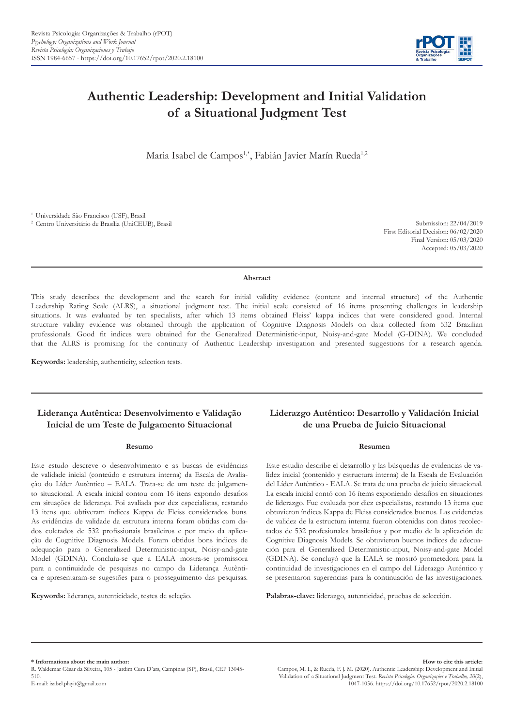Revista Psicologia: Organizações & Trabalho (rPOT)
*Psychology: Organizations and Work Journal*
*Revista Psicología: Organizaciones y Trabajo*
ISSN 1984-6657 - https://doi.org/10.17652/rpot/2020.2.18100

# Authentic Leadership: Development and Initial Validation of a Situational Judgment Test

Maria Isabel de Campos[1,*], Fabián Javier Marín Rueda[1,2]

[1] Universidade São Francisco (USF), Brasil
[2] Centro Universitário de Brasília (UniCEUB), Brasil

Submission: 22/04/2019
First Editorial Decision: 06/02/2020
Final Version: 05/03/2020
Accepted: 05/03/2020

## Abstract

This study describes the development and the search for initial validity evidence (content and internal structure) of the Authentic Leadership Rating Scale (ALRS), a situational judgment test. The initial scale consisted of 16 items presenting challenges in leadership situations. It was evaluated by ten specialists, after which 13 items obtained Fleiss' kappa indices that were considered good. Internal structure validity evidence was obtained through the application of Cognitive Diagnosis Models on data collected from 532 Brazilian professionals. Good fit indices were obtained for the Generalized Deterministic-input, Noisy-and-gate Model (G-DINA). We concluded that the ALRS is promising for the continuity of Authentic Leadership investigation and presented suggestions for a research agenda.

**Keywords:** leadership, authenticity, selection tests.

## Liderança Autêntica: Desenvolvimento e Validação Inicial de um Teste de Julgamento Situacional

### Resumo

Este estudo descreve o desenvolvimento e as buscas de evidências de validade inicial (conteúdo e estrutura interna) da Escala de Avaliação do Líder Autêntico – EALA. Trata-se de um teste de julgamento situacional. A escala inicial contou com 16 itens expondo desafios em situações de liderança. Foi avaliada por dez especialistas, restando 13 itens que obtiveram índices Kappa de Fleiss considerados bons. As evidências de validade da estrutura interna foram obtidas com dados coletados de 532 profissionais brasileiros e por meio da aplicação de Cognitive Diagnosis Models. Foram obtidos bons índices de adequação para o Generalized Deterministic-input, Noisy-and-gate Model (GDINA). Concluiu-se que a EALA mostra-se promissora para a continuidade de pesquisas no campo da Liderança Autêntica e apresentaram-se sugestões para o prosseguimento das pesquisas.

**Keywords:** liderança, autenticidade, testes de seleção.

## Liderazgo Auténtico: Desarrollo y Validación Inicial de una Prueba de Juicio Situacional

### Resumen

Este estudio describe el desarrollo y las búsquedas de evidencias de validez inicial (contenido y estructura interna) de la Escala de Evaluación del Líder Auténtico - EALA. Se trata de una prueba de juicio situacional. La escala inicial contó con 16 ítems exponiendo desafíos en situaciones de liderazgo. Fue evaluada por diez especialistas, restando 13 ítems que obtuvieron índices Kappa de Fleiss considerados buenos. Las evidencias de validez de la estructura interna fueron obtenidas con datos recolectados de 532 profesionales brasileños y por medio de la aplicación de Cognitive Diagnosis Models. Se obtuvieron buenos índices de adecuación para el Generalized Deterministic-input, Noisy-and-gate Model (GDINA). Se concluyó que la EALA se mostró prometedora para la continuidad de investigaciones en el campo del Liderazgo Auténtico y se presentaron sugerencias para la continuación de las investigaciones.

**Palabras-clave:** liderazgo, autenticidad, pruebas de selección.

---

**\* Informations about the main author:**
R. Waldemar César da Silveira, 105 - Jardim Cura D'ars, Campinas (SP), Brasil, CEP 13045-510.
E-mail: isabel.playit@gmail.com

**How to cite this article:**
Campos, M. I., & Rueda, F. J. M. (2020). Authentic Leadership: Development and Initial Validation of a Situational Judgment Test. *Revista Psicologia: Organizações e Trabalho, 20*(2), 1047-1056. https://doi.org/10.17652/rpot/2020.2.18100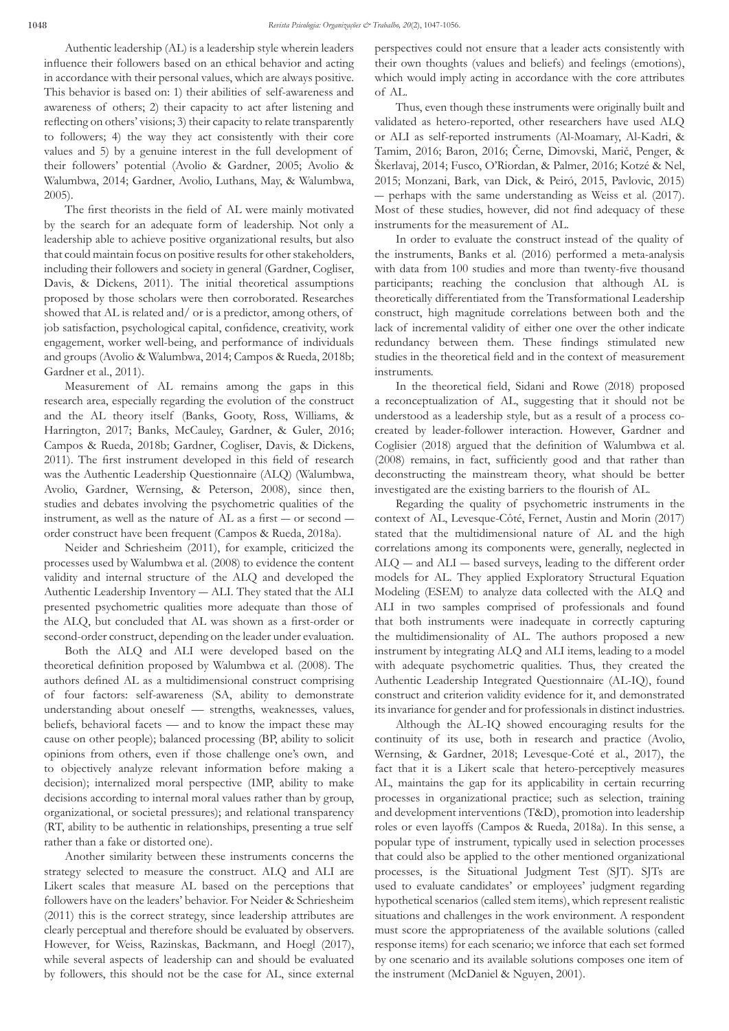Authentic leadership (AL) is a leadership style wherein leaders influence their followers based on an ethical behavior and acting in accordance with their personal values, which are always positive. This behavior is based on: 1) their abilities of self-awareness and awareness of others; 2) their capacity to act after listening and reflecting on others' visions; 3) their capacity to relate transparently to followers; 4) the way they act consistently with their core values and 5) by a genuine interest in the full development of their followers' potential (Avolio & Gardner, 2005; Avolio & Walumbwa, 2014; Gardner, Avolio, Luthans, May, & Walumbwa, 2005).

The first theorists in the field of AL were mainly motivated by the search for an adequate form of leadership. Not only a leadership able to achieve positive organizational results, but also that could maintain focus on positive results for other stakeholders, including their followers and society in general (Gardner, Cogliser, Davis, & Dickens, 2011). The initial theoretical assumptions proposed by those scholars were then corroborated. Researches showed that AL is related and/ or is a predictor, among others, of job satisfaction, psychological capital, confidence, creativity, work engagement, worker well-being, and performance of individuals and groups (Avolio & Walumbwa, 2014; Campos & Rueda, 2018b; Gardner et al., 2011).

Measurement of AL remains among the gaps in this research area, especially regarding the evolution of the construct and the AL theory itself (Banks, Gooty, Ross, Williams, & Harrington, 2017; Banks, McCauley, Gardner, & Guler, 2016; Campos & Rueda, 2018b; Gardner, Cogliser, Davis, & Dickens, 2011). The first instrument developed in this field of research was the Authentic Leadership Questionnaire (ALQ) (Walumbwa, Avolio, Gardner, Wernsing, & Peterson, 2008), since then, studies and debates involving the psychometric qualities of the instrument, as well as the nature of AL as a first — or second — order construct have been frequent (Campos & Rueda, 2018a).

Neider and Schriesheim (2011), for example, criticized the processes used by Walumbwa et al. (2008) to evidence the content validity and internal structure of the ALQ and developed the Authentic Leadership Inventory — ALI. They stated that the ALI presented psychometric qualities more adequate than those of the ALQ, but concluded that AL was shown as a first-order or second-order construct, depending on the leader under evaluation.

Both the ALQ and ALI were developed based on the theoretical definition proposed by Walumbwa et al. (2008). The authors defined AL as a multidimensional construct comprising of four factors: self-awareness (SA, ability to demonstrate understanding about oneself — strengths, weaknesses, values, beliefs, behavioral facets — and to know the impact these may cause on other people); balanced processing (BP, ability to solicit opinions from others, even if those challenge one's own, and to objectively analyze relevant information before making a decision); internalized moral perspective (IMP, ability to make decisions according to internal moral values rather than by group, organizational, or societal pressures); and relational transparency (RT, ability to be authentic in relationships, presenting a true self rather than a fake or distorted one).

Another similarity between these instruments concerns the strategy selected to measure the construct. ALQ and ALI are Likert scales that measure AL based on the perceptions that followers have on the leaders' behavior. For Neider & Schriesheim (2011) this is the correct strategy, since leadership attributes are clearly perceptual and therefore should be evaluated by observers. However, for Weiss, Razinskas, Backmann, and Hoegl (2017), while several aspects of leadership can and should be evaluated by followers, this should not be the case for AL, since external perspectives could not ensure that a leader acts consistently with their own thoughts (values and beliefs) and feelings (emotions), which would imply acting in accordance with the core attributes of AL.

Thus, even though these instruments were originally built and validated as hetero-reported, other researchers have used ALQ or ALI as self-reported instruments (Al-Moamary, Al-Kadri, & Tamim, 2016; Baron, 2016; Černe, Dimovski, Marič, Penger, & Škerlavaj, 2014; Fusco, O'Riordan, & Palmer, 2016; Kotzé & Nel, 2015; Monzani, Bark, van Dick, & Peiró, 2015, Pavlovic, 2015) — perhaps with the same understanding as Weiss et al. (2017). Most of these studies, however, did not find adequacy of these instruments for the measurement of AL.

In order to evaluate the construct instead of the quality of the instruments, Banks et al. (2016) performed a meta-analysis with data from 100 studies and more than twenty-five thousand participants; reaching the conclusion that although AL is theoretically differentiated from the Transformational Leadership construct, high magnitude correlations between both and the lack of incremental validity of either one over the other indicate redundancy between them. These findings stimulated new studies in the theoretical field and in the context of measurement instruments.

In the theoretical field, Sidani and Rowe (2018) proposed a reconceptualization of AL, suggesting that it should not be understood as a leadership style, but as a result of a process co-created by leader-follower interaction. However, Gardner and Coglisier (2018) argued that the definition of Walumbwa et al. (2008) remains, in fact, sufficiently good and that rather than deconstructing the mainstream theory, what should be better investigated are the existing barriers to the flourish of AL.

Regarding the quality of psychometric instruments in the context of AL, Levesque-Côté, Fernet, Austin and Morin (2017) stated that the multidimensional nature of AL and the high correlations among its components were, generally, neglected in ALQ — and ALI — based surveys, leading to the different order models for AL. They applied Exploratory Structural Equation Modeling (ESEM) to analyze data collected with the ALQ and ALI in two samples comprised of professionals and found that both instruments were inadequate in correctly capturing the multidimensionality of AL. The authors proposed a new instrument by integrating ALQ and ALI items, leading to a model with adequate psychometric qualities. Thus, they created the Authentic Leadership Integrated Questionnaire (AL-IQ), found construct and criterion validity evidence for it, and demonstrated its invariance for gender and for professionals in distinct industries.

Although the AL-IQ showed encouraging results for the continuity of its use, both in research and practice (Avolio, Wernsing, & Gardner, 2018; Levesque-Coté et al., 2017), the fact that it is a Likert scale that hetero-perceptively measures AL, maintains the gap for its applicability in certain recurring processes in organizational practice; such as selection, training and development interventions (T&D), promotion into leadership roles or even layoffs (Campos & Rueda, 2018a). In this sense, a popular type of instrument, typically used in selection processes that could also be applied to the other mentioned organizational processes, is the Situational Judgment Test (SJT). SJTs are used to evaluate candidates' or employees' judgment regarding hypothetical scenarios (called stem items), which represent realistic situations and challenges in the work environment. A respondent must score the appropriateness of the available solutions (called response items) for each scenario; we inforce that each set formed by one scenario and its available solutions composes one item of the instrument (McDaniel & Nguyen, 2001).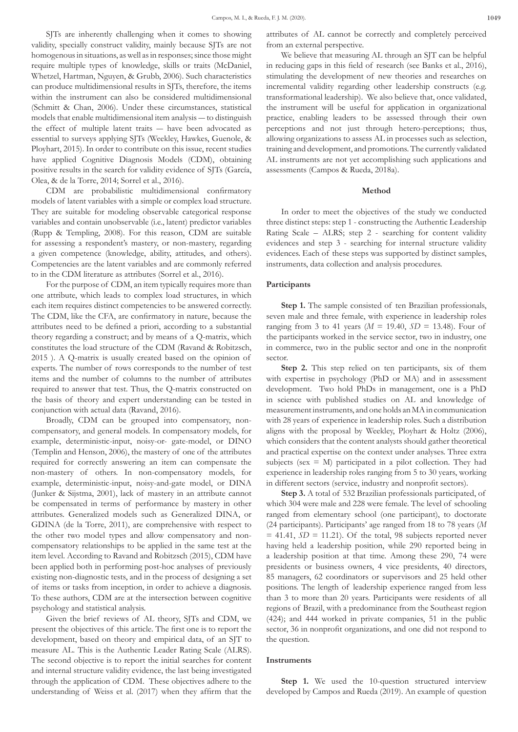SJTs are inherently challenging when it comes to showing validity, specially construct validity, mainly because SJTs are not homogenous in situations, as well as in responses; since those might require multiple types of knowledge, skills or traits (McDaniel, Whetzel, Hartman, Nguyen, & Grubb, 2006). Such characteristics can produce multidimensional results in SJTs, therefore, the items within the instrument can also be considered multidimensional (Schmitt & Chan, 2006). Under these circumstances, statistical models that enable multidimensional item analysis — to distinguish the effect of multiple latent traits — have been advocated as essential to surveys applying SJTs (Weekley, Hawkes, Guenole, & Ployhart, 2015). In order to contribute on this issue, recent studies have applied Cognitive Diagnosis Models (CDM), obtaining positive results in the search for validity evidence of SJTs (García, Olea, & de la Torre, 2014; Sorrel et al., 2016).

CDM are probabilistic multidimensional confirmatory models of latent variables with a simple or complex load structure. They are suitable for modeling observable categorical response variables and contain unobservable (i.e., latent) predictor variables (Rupp & Templing, 2008). For this reason, CDM are suitable for assessing a respondent's mastery, or non-mastery, regarding a given competence (knowledge, ability, attitudes, and others). Competencies are the latent variables and are commonly referred to in the CDM literature as attributes (Sorrel et al., 2016).

For the purpose of CDM, an item typically requires more than one attribute, which leads to complex load structures, in which each item requires distinct competencies to be answered correctly. The CDM, like the CFA, are confirmatory in nature, because the attributes need to be defined a priori, according to a substantial theory regarding a construct; and by means of a Q-matrix, which constitutes the load structure of the CDM (Ravand & Robitzsch, 2015 ). A Q-matrix is usually created based on the opinion of experts. The number of rows corresponds to the number of test items and the number of columns to the number of attributes required to answer that test. Thus, the Q-matrix constructed on the basis of theory and expert understanding can be tested in conjunction with actual data (Ravand, 2016).

Broadly, CDM can be grouped into compensatory, non-compensatory, and general models. In compensatory models, for example, deterministic-input, noisy-or- gate-model, or DINO (Templin and Henson, 2006), the mastery of one of the attributes required for correctly answering an item can compensate the non-mastery of others. In non-compensatory models, for example, deterministic-input, noisy-and-gate model, or DINA (Junker & Sijstma, 2001), lack of mastery in an attribute cannot be compensated in terms of performance by mastery in other attributes. Generalized models such as Generalized DINA, or GDINA (de la Torre, 2011), are comprehensive with respect to the other two model types and allow compensatory and non-compensatory relationships to be applied in the same test at the item level. According to Ravand and Robitzsch (2015), CDM have been applied both in performing post-hoc analyses of previously existing non-diagnostic tests, and in the process of designing a set of items or tasks from inception, in order to achieve a diagnosis. To these authors, CDM are at the intersection between cognitive psychology and statistical analysis.

Given the brief reviews of AL theory, SJTs and CDM, we present the objectives of this article. The first one is to report the development, based on theory and empirical data, of an SJT to measure AL. This is the Authentic Leader Rating Scale (ALRS). The second objective is to report the initial searches for content and internal structure validity evidence, the last being investigated through the application of CDM. These objectives adhere to the understanding of Weiss et al. (2017) when they affirm that the attributes of AL cannot be correctly and completely perceived from an external perspective.

We believe that measuring AL through an SJT can be helpful in reducing gaps in this field of research (see Banks et al., 2016), stimulating the development of new theories and researches on incremental validity regarding other leadership constructs (e.g. transformational leadership). We also believe that, once validated, the instrument will be useful for application in organizational practice, enabling leaders to be assessed through their own perceptions and not just through hetero-perceptions; thus, allowing organizations to assess AL in processes such as selection, training and development, and promotions. The currently validated AL instruments are not yet accomplishing such applications and assessments (Campos & Rueda, 2018a).

## Method

In order to meet the objectives of the study we conducted three distinct steps: step 1 - constructing the Authentic Leadership Rating Scale – ALRS; step 2 - searching for content validity evidences and step 3 - searching for internal structure validity evidences. Each of these steps was supported by distinct samples, instruments, data collection and analysis procedures.

### Participants

**Step 1.** The sample consisted of ten Brazilian professionals, seven male and three female, with experience in leadership roles ranging from 3 to 41 years ($M$ = 19.40, $SD$ = 13.48). Four of the participants worked in the service sector, two in industry, one in commerce, two in the public sector and one in the nonprofit sector.

**Step 2.** This step relied on ten participants, six of them with expertise in psychology (PhD or MA) and in assessment development. Two hold PhDs in management, one is a PhD in science with published studies on AL and knowledge of measurement instruments, and one holds an MA in communication with 28 years of experience in leadership roles. Such a distribution aligns with the proposal by Weekley, Ployhart & Holtz (2006), which considers that the content analysts should gather theoretical and practical expertise on the context under analyses. Three extra subjects (sex = M) participated in a pilot collection. They had experience in leadership roles ranging from 5 to 30 years, working in different sectors (service, industry and nonprofit sectors).

**Step 3.** A total of 532 Brazilian professionals participated, of which 304 were male and 228 were female. The level of schooling ranged from elementary school (one participant), to doctorate (24 participants). Participants' age ranged from 18 to 78 years ($M$ = 41.41, $SD$ = 11.21). Of the total, 98 subjects reported never having held a leadership position, while 290 reported being in a leadership position at that time. Among these 290, 74 were presidents or business owners, 4 vice presidents, 40 directors, 85 managers, 62 coordinators or supervisors and 25 held other positions. The length of leadership experience ranged from less than 3 to more than 20 years. Participants were residents of all regions of Brazil, with a predominance from the Southeast region (424); and 444 worked in private companies, 51 in the public sector, 36 in nonprofit organizations, and one did not respond to the question.

### Instruments

**Step 1.** We used the 10-question structured interview developed by Campos and Rueda (2019). An example of question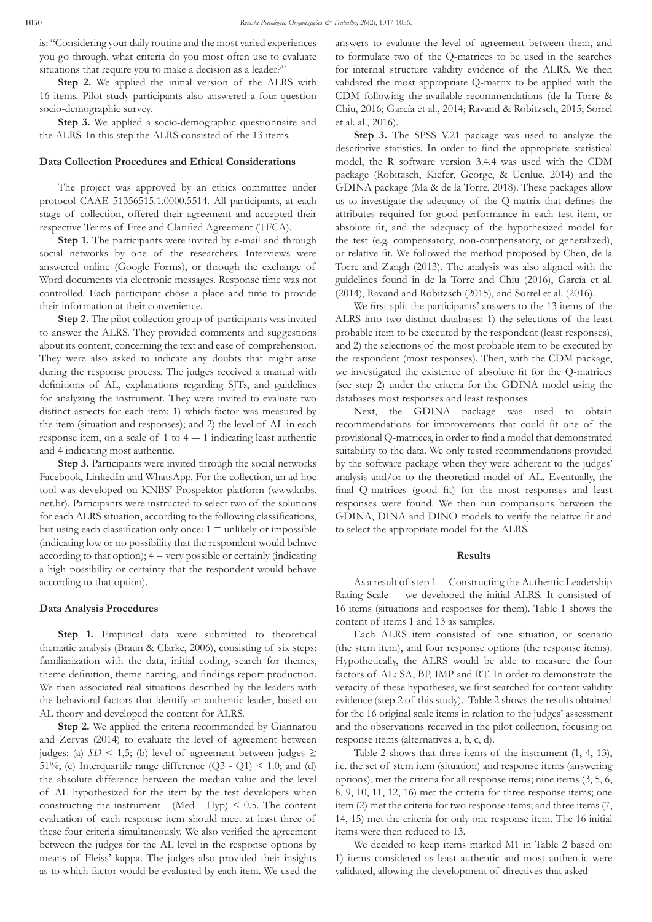is: "Considering your daily routine and the most varied experiences you go through, what criteria do you most often use to evaluate situations that require you to make a decision as a leader?"

**Step 2.** We applied the initial version of the ALRS with 16 items. Pilot study participants also answered a four-question socio-demographic survey.

**Step 3.** We applied a socio-demographic questionnaire and the ALRS. In this step the ALRS consisted of the 13 items.

### Data Collection Procedures and Ethical Considerations

The project was approved by an ethics committee under protocol CAAE 51356515.1.0000.5514. All participants, at each stage of collection, offered their agreement and accepted their respective Terms of Free and Clarified Agreement (TFCA).

**Step 1.** The participants were invited by e-mail and through social networks by one of the researchers. Interviews were answered online (Google Forms), or through the exchange of Word documents via electronic messages. Response time was not controlled. Each participant chose a place and time to provide their information at their convenience.

**Step 2.** The pilot collection group of participants was invited to answer the ALRS. They provided comments and suggestions about its content, concerning the text and ease of comprehension. They were also asked to indicate any doubts that might arise during the response process. The judges received a manual with definitions of AL, explanations regarding SJTs, and guidelines for analyzing the instrument. They were invited to evaluate two distinct aspects for each item: 1) which factor was measured by the item (situation and responses); and 2) the level of AL in each response item, on a scale of 1 to 4 — 1 indicating least authentic and 4 indicating most authentic.

**Step 3.** Participants were invited through the social networks Facebook, LinkedIn and WhatsApp. For the collection, an ad hoc tool was developed on KNBS' Prospektor platform (www.knbs.net.br). Participants were instructed to select two of the solutions for each ALRS situation, according to the following classifications, but using each classification only once: 1 = unlikely or impossible (indicating low or no possibility that the respondent would behave according to that option); 4 = very possible or certainly (indicating a high possibility or certainty that the respondent would behave according to that option).

### Data Analysis Procedures

**Step 1.** Empirical data were submitted to theoretical thematic analysis (Braun & Clarke, 2006), consisting of six steps: familiarization with the data, initial coding, search for themes, theme definition, theme naming, and findings report production. We then associated real situations described by the leaders with the behavioral factors that identify an authentic leader, based on AL theory and developed the content for ALRS.

**Step 2.** We applied the criteria recommended by Giannarou and Zervas (2014) to evaluate the level of agreement between judges: (a) $SD < 1,5$; (b) level of agreement between judges $\geq 51\%$; (c) Interquartile range difference (Q3 - Q1) $< 1.0$; and (d) the absolute difference between the median value and the level of AL hypothesized for the item by the test developers when constructing the instrument - (Med - Hyp) $< 0.5$. The content evaluation of each response item should meet at least three of these four criteria simultaneously. We also verified the agreement between the judges for the AL level in the response options by means of Fleiss' kappa. The judges also provided their insights as to which factor would be evaluated by each item. We used the answers to evaluate the level of agreement between them, and to formulate two of the Q-matrices to be used in the searches for internal structure validity evidence of the ALRS. We then validated the most appropriate Q-matrix to be applied with the CDM following the available recommendations (de la Torre & Chiu, 2016; García et al., 2014; Ravand & Robitzsch, 2015; Sorrel et al., 2016).

**Step 3.** The SPSS V.21 package was used to analyze the descriptive statistics. In order to find the appropriate statistical model, the R software version 3.4.4 was used with the CDM package (Robitzsch, Kiefer, George, & Uenlue, 2014) and the GDINA package (Ma & de la Torre, 2018). These packages allow us to investigate the adequacy of the Q-matrix that defines the attributes required for good performance in each test item, or absolute fit, and the adequacy of the hypothesized model for the test (e.g. compensatory, non-compensatory, or generalized), or relative fit. We followed the method proposed by Chen, de la Torre and Zangh (2013). The analysis was also aligned with the guidelines found in de la Torre and Chiu (2016), García et al. (2014), Ravand and Robitzsch (2015), and Sorrel et al. (2016).

We first split the participants' answers to the 13 items of the ALRS into two distinct databases: 1) the selections of the least probable item to be executed by the respondent (least responses), and 2) the selections of the most probable item to be executed by the respondent (most responses). Then, with the CDM package, we investigated the existence of absolute fit for the Q-matrices (see step 2) under the criteria for the GDINA model using the databases most responses and least responses.

Next, the GDINA package was used to obtain recommendations for improvements that could fit one of the provisional Q-matrices, in order to find a model that demonstrated suitability to the data. We only tested recommendations provided by the software package when they were adherent to the judges' analysis and/or to the theoretical model of AL. Eventually, the final Q-matrices (good fit) for the most responses and least responses were found. We then run comparisons between the GDINA, DINA and DINO models to verify the relative fit and to select the appropriate model for the ALRS.

## Results

As a result of step 1 — Constructing the Authentic Leadership Rating Scale — we developed the initial ALRS. It consisted of 16 items (situations and responses for them). Table 1 shows the content of items 1 and 13 as samples.

Each ALRS item consisted of one situation, or scenario (the stem item), and four response options (the response items). Hypothetically, the ALRS would be able to measure the four factors of AL: SA, BP, IMP and RT. In order to demonstrate the veracity of these hypotheses, we first searched for content validity evidence (step 2 of this study). Table 2 shows the results obtained for the 16 original scale items in relation to the judges' assessment and the observations received in the pilot collection, focusing on response items (alternatives a, b, c, d).

Table 2 shows that three items of the instrument (1, 4, 13), i.e. the set of stem item (situation) and response items (answering options), met the criteria for all response items; nine items (3, 5, 6, 8, 9, 10, 11, 12, 16) met the criteria for three response items; one item (2) met the criteria for two response items; and three items (7, 14, 15) met the criteria for only one response item. The 16 initial items were then reduced to 13.

We decided to keep items marked M1 in Table 2 based on: 1) items considered as least authentic and most authentic were validated, allowing the development of directives that asked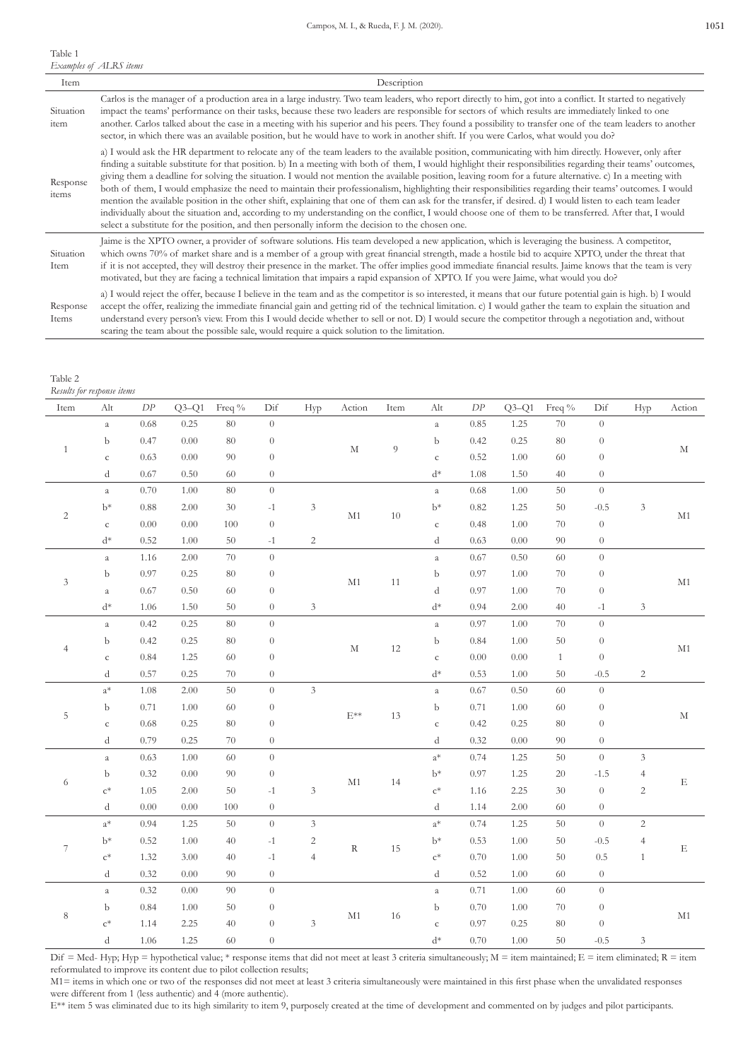Table 1
*Examples of ALRS items*

| Item | Description |
|---|---|
| Situation item | Carlos is the manager of a production area in a large industry. Two team leaders, who report directly to him, got into a conflict. It started to negatively impact the teams' performance on their tasks, because these two leaders are responsible for sectors of which results are immediately linked to one another. Carlos talked about the case in a meeting with his superior and his peers. They found a possibility to transfer one of the team leaders to another sector, in which there was an available position, but he would have to work in another shift. If you were Carlos, what would you do? |
| Response items | a) I would ask the HR department to relocate any of the team leaders to the available position, communicating with him directly. However, only after finding a suitable substitute for that position. b) In a meeting with both of them, I would highlight their responsibilities regarding their teams' outcomes, giving them a deadline for solving the situation. I would not mention the available position, leaving room for a future alternative. c) In a meeting with both of them, I would emphasize the need to maintain their professionalism, highlighting their responsibilities regarding their teams' outcomes. I would mention the available position in the other shift, explaining that one of them can ask for the transfer, if desired. d) I would listen to each team leader individually about the situation and, according to my understanding on the conflict, I would choose one of them to be transferred. After that, I would select a substitute for the position, and then personally inform the decision to the chosen one. |
| Situation Item | Jaime is the XPTO owner, a provider of software solutions. His team developed a new application, which is leveraging the business. A competitor, which owns 70% of market share and is a member of a group with great financial strength, made a hostile bid to acquire XPTO, under the threat that if it is not accepted, they will destroy their presence in the market. The offer implies good immediate financial results. Jaime knows that the team is very motivated, but they are facing a technical limitation that impairs a rapid expansion of XPTO. If you were Jaime, what would you do? |
| Response Items | a) I would reject the offer, because I believe in the team and as the competitor is so interested, it means that our future potential gain is high. b) I would accept the offer, realizing the immediate financial gain and getting rid of the technical limitation. c) I would gather the team to explain the situation and understand every person's view. From this I would decide whether to sell or not. D) I would secure the competitor through a negotiation and, without scaring the team about the possible sale, would require a quick solution to the limitation. |

Table 2
*Results for response items*

| Item | Alt | *DP* | Q3–Q1 | Freq % | Dif | Hyp | Action | Item | Alt | *DP* | Q3–Q1 | Freq % | Dif | Hyp | Action |
|---|---|---|---|---|---|---|---|---|---|---|---|---|---|---|---|
| 1 | a | 0.68 | 0.25 | 80 | 0 | | M | 9 | a | 0.85 | 1.25 | 70 | 0 | | M |
| | b | 0.47 | 0.00 | 80 | 0 | | | | b | 0.42 | 0.25 | 80 | 0 | | |
| | c | 0.63 | 0.00 | 90 | 0 | | | | c | 0.52 | 1.00 | 60 | 0 | | |
| | d | 0.67 | 0.50 | 60 | 0 | | | | d* | 1.08 | 1.50 | 40 | 0 | | |
| 2 | a | 0.70 | 1.00 | 80 | 0 | | M1 | 10 | a | 0.68 | 1.00 | 50 | 0 | | M1 |
| | b* | 0.88 | 2.00 | 30 | -1 | 3 | | | b* | 0.82 | 1.25 | 50 | -0.5 | 3 | |
| | c | 0.00 | 0.00 | 100 | 0 | | | | c | 0.48 | 1.00 | 70 | 0 | | |
| | d* | 0.52 | 1.00 | 50 | -1 | 2 | | | d | 0.63 | 0.00 | 90 | 0 | | |
| 3 | a | 1.16 | 2.00 | 70 | 0 | | M1 | 11 | a | 0.67 | 0.50 | 60 | 0 | | M1 |
| | b | 0.97 | 0.25 | 80 | 0 | | | | b | 0.97 | 1.00 | 70 | 0 | | |
| | a | 0.67 | 0.50 | 60 | 0 | | | | d | 0.97 | 1.00 | 70 | 0 | | |
| | d* | 1.06 | 1.50 | 50 | 0 | 3 | | | d* | 0.94 | 2.00 | 40 | -1 | 3 | |
| 4 | a | 0.42 | 0.25 | 80 | 0 | | M | 12 | a | 0.97 | 1.00 | 70 | 0 | | M1 |
| | b | 0.42 | 0.25 | 80 | 0 | | | | b | 0.84 | 1.00 | 50 | 0 | | |
| | c | 0.84 | 1.25 | 60 | 0 | | | | c | 0.00 | 0.00 | 1 | 0 | | |
| | d | 0.57 | 0.25 | 70 | 0 | | | | d* | 0.53 | 1.00 | 50 | -0.5 | 2 | |
| 5 | a* | 1.08 | 2.00 | 50 | 0 | 3 | E** | 13 | a | 0.67 | 0.50 | 60 | 0 | | M |
| | b | 0.71 | 1.00 | 60 | 0 | | | | b | 0.71 | 1.00 | 60 | 0 | | |
| | c | 0.68 | 0.25 | 80 | 0 | | | | c | 0.42 | 0.25 | 80 | 0 | | |
| | d | 0.79 | 0.25 | 70 | 0 | | | | d | 0.32 | 0.00 | 90 | 0 | | |
| 6 | a | 0.63 | 1.00 | 60 | 0 | | M1 | 14 | a* | 0.74 | 1.25 | 50 | 0 | 3 | E |
| | b | 0.32 | 0.00 | 90 | 0 | | | | b* | 0.97 | 1.25 | 20 | -1.5 | 4 | |
| | c* | 1.05 | 2.00 | 50 | -1 | 3 | | | c* | 1.16 | 2.25 | 30 | 0 | 2 | |
| | d | 0.00 | 0.00 | 100 | 0 | | | | d | 1.14 | 2.00 | 60 | 0 | | |
| 7 | a* | 0.94 | 1.25 | 50 | 0 | 3 | R | 15 | a* | 0.74 | 1.25 | 50 | 0 | 2 | E |
| | b* | 0.52 | 1.00 | 40 | -1 | 2 | | | b* | 0.53 | 1.00 | 50 | -0.5 | 4 | |
| | c* | 1.32 | 3.00 | 40 | -1 | 4 | | | c* | 0.70 | 1.00 | 50 | 0.5 | 1 | |
| | d | 0.32 | 0.00 | 90 | 0 | | | | d | 0.52 | 1.00 | 60 | 0 | | |
| 8 | a | 0.32 | 0.00 | 90 | 0 | | M1 | 16 | a | 0.71 | 1.00 | 60 | 0 | | M1 |
| | b | 0.84 | 1.00 | 50 | 0 | | | | b | 0.70 | 1.00 | 70 | 0 | | |
| | c* | 1.14 | 2.25 | 40 | 0 | 3 | | | c | 0.97 | 0.25 | 80 | 0 | | |
| | d | 1.06 | 1.25 | 60 | 0 | | | | d* | 0.70 | 1.00 | 50 | -0.5 | 3 | |

Dif = Med- Hyp; Hyp = hypothetical value; * response items that did not meet at least 3 criteria simultaneously; M = item maintained; E = item eliminated; R = item reformulated to improve its content due to pilot collection results;
M1= items in which one or two of the responses did not meet at least 3 criteria simultaneously were maintained in this first phase when the unvalidated responses were different from 1 (less authentic) and 4 (more authentic).
E** item 5 was eliminated due to its high similarity to item 9, purposely created at the time of development and commented on by judges and pilot participants.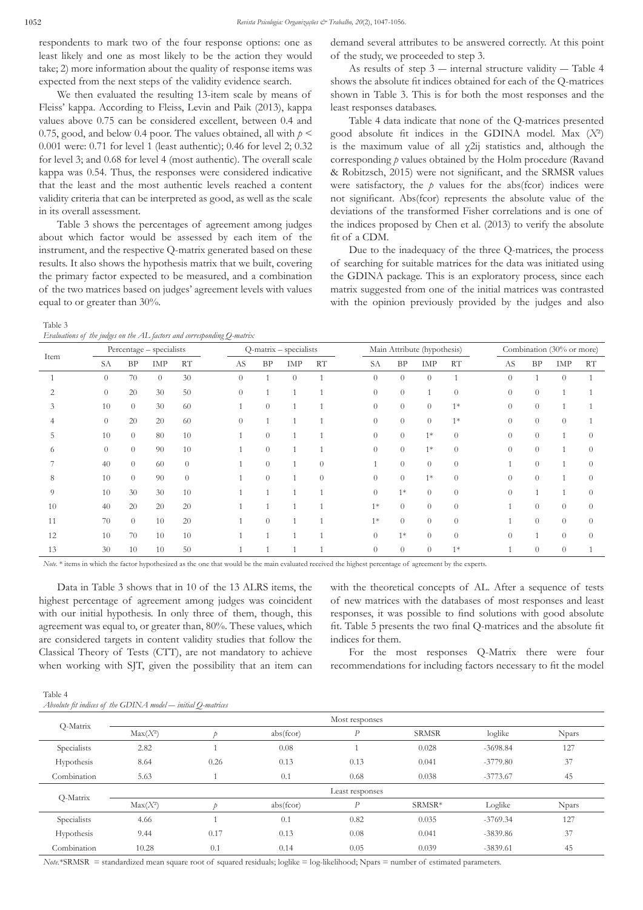respondents to mark two of the four response options: one as least likely and one as most likely to be the action they would take; 2) more information about the quality of response items was expected from the next steps of the validity evidence search.

We then evaluated the resulting 13-item scale by means of Fleiss' kappa. According to Fleiss, Levin and Paik (2013), kappa values above 0.75 can be considered excellent, between 0.4 and 0.75, good, and below 0.4 poor. The values obtained, all with $p < 0.001$ were: 0.71 for level 1 (least authentic); 0.46 for level 2; 0.32 for level 3; and 0.68 for level 4 (most authentic). The overall scale kappa was 0.54. Thus, the responses were considered indicative that the least and the most authentic levels reached a content validity criteria that can be interpreted as good, as well as the scale in its overall assessment.

Table 3 shows the percentages of agreement among judges about which factor would be assessed by each item of the instrument, and the respective Q-matrix generated based on these results. It also shows the hypothesis matrix that we built, covering the primary factor expected to be measured, and a combination of the two matrices based on judges' agreement levels with values equal to or greater than 30%.

Table 3
*Evaluations of the judges on the AL factors and corresponding Q-matrix*

| Item | Percentage – specialists | | | | Q-matrix – specialists | | | | Main Attribute (hypothesis) | | | | Combination (30% or more) | | | |
|---|---|---|---|---|---|---|---|---|---|---|---|---|---|---|---|---|
| | SA | BP | IMP | RT | AS | BP | IMP | RT | SA | BP | IMP | RT | AS | BP | IMP | RT |
| 1 | 0 | 70 | 0 | 30 | 0 | 1 | 0 | 1 | 0 | 0 | 0 | 1 | 0 | 1 | 0 | 1 |
| 2 | 0 | 20 | 30 | 50 | 0 | 1 | 1 | 1 | 0 | 0 | 1 | 0 | 0 | 0 | 1 | 1 |
| 3 | 10 | 0 | 30 | 60 | 1 | 0 | 1 | 1 | 0 | 0 | 0 | 1* | 0 | 0 | 1 | 1 |
| 4 | 0 | 20 | 20 | 60 | 0 | 1 | 1 | 1 | 0 | 0 | 0 | 1* | 0 | 0 | 0 | 1 |
| 5 | 10 | 0 | 80 | 10 | 1 | 0 | 1 | 1 | 0 | 0 | 1* | 0 | 0 | 0 | 1 | 0 |
| 6 | 0 | 0 | 90 | 10 | 1 | 0 | 1 | 1 | 0 | 0 | 1* | 0 | 0 | 0 | 1 | 0 |
| 7 | 40 | 0 | 60 | 0 | 1 | 0 | 1 | 0 | 1 | 0 | 0 | 0 | 1 | 0 | 1 | 0 |
| 8 | 10 | 0 | 90 | 0 | 1 | 0 | 1 | 0 | 0 | 0 | 1* | 0 | 0 | 0 | 1 | 0 |
| 9 | 10 | 30 | 30 | 10 | 1 | 1 | 1 | 1 | 0 | 1* | 0 | 0 | 0 | 1 | 1 | 0 |
| 10 | 40 | 20 | 20 | 20 | 1 | 1 | 1 | 1 | 1* | 0 | 0 | 0 | 1 | 0 | 0 | 0 |
| 11 | 70 | 0 | 10 | 20 | 1 | 0 | 1 | 1 | 1* | 0 | 0 | 0 | 1 | 0 | 0 | 0 |
| 12 | 10 | 70 | 10 | 10 | 1 | 1 | 1 | 1 | 0 | 1* | 0 | 0 | 0 | 1 | 0 | 0 |
| 13 | 30 | 10 | 10 | 50 | 1 | 1 | 1 | 1 | 0 | 0 | 0 | 1* | 1 | 0 | 0 | 1 |

*Note.* * items in which the factor hypothesized as the one that would be the main evaluated received the highest percentage of agreement by the experts.

Data in Table 3 shows that in 10 of the 13 ALRS items, the highest percentage of agreement among judges was coincident with our initial hypothesis. In only three of them, though, this agreement was equal to, or greater than, 80%. These values, which are considered targets in content validity studies that follow the Classical Theory of Tests (CTT), are not mandatory to achieve when working with SJT, given the possibility that an item can demand several attributes to be answered correctly. At this point of the study, we proceeded to step 3.

As results of step 3 — internal structure validity — Table 4 shows the absolute fit indices obtained for each of the Q-matrices shown in Table 3. This is for both the most responses and the least responses databases.

Table 4 data indicate that none of the Q-matrices presented good absolute fit indices in the GDINA model. Max ($X^2$) is the maximum value of all $\chi 2ij$ statistics and, although the corresponding $p$ values obtained by the Holm procedure (Ravand & Robitzsch, 2015) were not significant, and the SRMSR values were satisfactory, the $p$ values for the abs(fcor) indices were not significant. Abs(fcor) represents the absolute value of the deviations of the transformed Fisher correlations and is one of the indices proposed by Chen et al. (2013) to verify the absolute fit of a CDM.

Due to the inadequacy of the three Q-matrices, the process of searching for suitable matrices for the data was initiated using the GDINA package. This is an exploratory process, since each matrix suggested from one of the initial matrices was contrasted with the opinion previously provided by the judges and also with the theoretical concepts of AL. After a sequence of tests of new matrices with the databases of most responses and least responses, it was possible to find solutions with good absolute fit. Table 5 presents the two final Q-matrices and the absolute fit indices for them.

For the most responses Q-Matrix there were four recommendations for including factors necessary to fit the model

Table 4
*Absolute fit indices of the GDINA model — initial Q-matrices*

| Q-Matrix | Most responses | | | | | | |
|---|---|---|---|---|---|---|---|
| | Max($X^2$) | $p$ | abs(fcor) | $P$ | SRMSR | loglike | Npars |
| Specialists | 2.82 | 1 | 0.08 | 1 | 0.028 | -3698.84 | 127 |
| Hypothesis | 8.64 | 0.26 | 0.13 | 0.13 | 0.041 | -3779.80 | 37 |
| Combination | 5.63 | 1 | 0.1 | 0.68 | 0.038 | -3773.67 | 45 |
| **Q-Matrix** | **Least responses** | | | | | | |
| | Max($X^2$) | $p$ | abs(fcor) | $P$ | SRMSR* | Loglike | Npars |
| Specialists | 4.66 | 1 | 0.1 | 0.82 | 0.035 | -3769.34 | 127 |
| Hypothesis | 9.44 | 0.17 | 0.13 | 0.08 | 0.041 | -3839.86 | 37 |
| Combination | 10.28 | 0.1 | 0.14 | 0.05 | 0.039 | -3839.61 | 45 |

*Note.**SRMSR = standardized mean square root of squared residuals; loglike = log-likelihood; Npars = number of estimated parameters.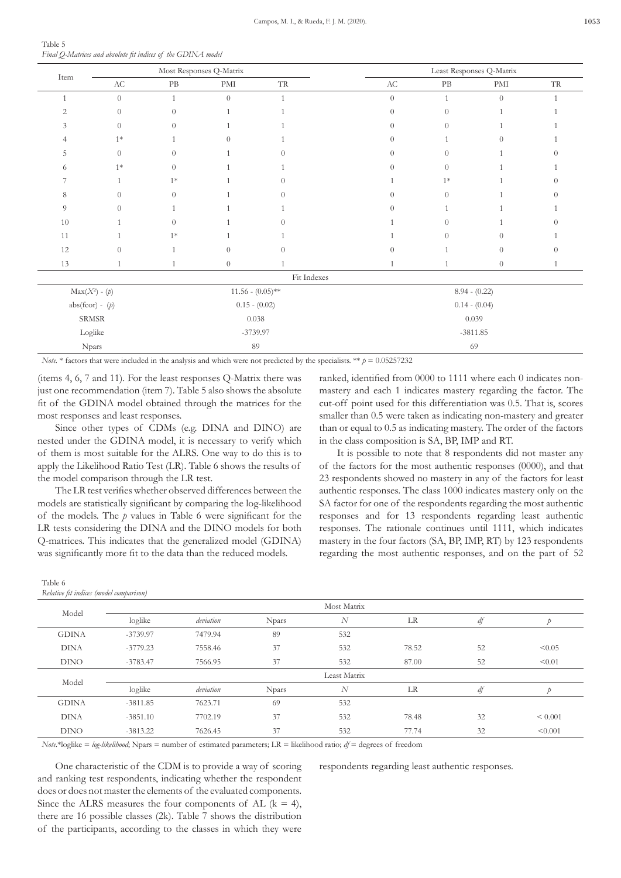Table 5
*Final Q-Matrices and absolute fit indices of the GDINA model*

| Item | Most Responses Q-Matrix | | | | Least Responses Q-Matrix | | | |
|---|---|---|---|---|---|---|---|---|
| | AC | PB | PMI | TR | AC | PB | PMI | TR |
| 1 | 0 | 1 | 0 | 1 | 0 | 1 | 0 | 1 |
| 2 | 0 | 0 | 1 | 1 | 0 | 0 | 1 | 1 |
| 3 | 0 | 0 | 1 | 1 | 0 | 0 | 1 | 1 |
| 4 | 1* | 1 | 0 | 1 | 0 | 1 | 0 | 1 |
| 5 | 0 | 0 | 1 | 0 | 0 | 0 | 1 | 0 |
| 6 | 1* | 0 | 1 | 1 | 0 | 0 | 1 | 1 |
| 7 | 1 | 1* | 1 | 0 | 1 | 1* | 1 | 0 |
| 8 | 0 | 0 | 1 | 0 | 0 | 0 | 1 | 0 |
| 9 | 0 | 1 | 1 | 1 | 0 | 1 | 1 | 1 |
| 10 | 1 | 0 | 1 | 0 | 1 | 0 | 1 | 0 |
| 11 | 1 | 1* | 1 | 1 | 1 | 0 | 0 | 1 |
| 12 | 0 | 1 | 0 | 0 | 0 | 1 | 0 | 0 |
| 13 | 1 | 1 | 0 | 1 | 1 | 1 | 0 | 1 |
| Fit Indexes | | | | | | | | |
| Max($X^2$) - ($p$) | 11.56 - (0.05)** | | | | 8.94 - (0.22) | | | |
| abs(fcor) - ($p$) | 0.15 - (0.02) | | | | 0.14 - (0.04) | | | |
| SRMSR | 0.038 | | | | 0.039 | | | |
| Loglike | -3739.97 | | | | -3811.85 | | | |
| Npars | 89 | | | | 69 | | | |

*Note.* * factors that were included in the analysis and which were not predicted by the specialists. ** $p$ = 0.05257232

(items 4, 6, 7 and 11). For the least responses Q-Matrix there was just one recommendation (item 7). Table 5 also shows the absolute fit of the GDINA model obtained through the matrices for the most responses and least responses.

Since other types of CDMs (e.g. DINA and DINO) are nested under the GDINA model, it is necessary to verify which of them is most suitable for the ALRS. One way to do this is to apply the Likelihood Ratio Test (LR). Table 6 shows the results of the model comparison through the LR test.

The LR test verifies whether observed differences between the models are statistically significant by comparing the log-likelihood of the models. The $p$ values in Table 6 were significant for the LR tests considering the DINA and the DINO models for both Q-matrices. This indicates that the generalized model (GDINA) was significantly more fit to the data than the reduced models.

Table 6
*Relative fit indices (model comparison)*

| Model | Most Matrix | | | | | | |
|---|---|---|---|---|---|---|---|
| | loglike | *deviation* | Npars | $N$ | LR | $df$ | $p$ |
| GDINA | -3739.97 | 7479.94 | 89 | 532 | | | |
| DINA | -3779.23 | 7558.46 | 37 | 532 | 78.52 | 52 | <0.05 |
| DINO | -3783.47 | 7566.95 | 37 | 532 | 87.00 | 52 | <0.01 |
| **Model** | **Least Matrix** | | | | | | |
| | loglike | *deviation* | Npars | $N$ | LR | $df$ | $p$ |
| GDINA | -3811.85 | 7623.71 | 69 | 532 | | | |
| DINA | -3851.10 | 7702.19 | 37 | 532 | 78.48 | 32 | < 0.001 |
| DINO | -3813.22 | 7626.45 | 37 | 532 | 77.74 | 32 | <0.001 |

*Note.*\*loglike = *log-likelihood*; Npars = number of estimated parameters; LR = likelihood ratio; $df$ = degrees of freedom

One characteristic of the CDM is to provide a way of scoring and ranking test respondents, indicating whether the respondent does or does not master the elements of the evaluated components. Since the ALRS measures the four components of AL (k = 4), there are 16 possible classes (2k). Table 7 shows the distribution of the participants, according to the classes in which they were ranked, identified from 0000 to 1111 where each 0 indicates non-mastery and each 1 indicates mastery regarding the factor. The cut-off point used for this differentiation was 0.5. That is, scores smaller than 0.5 were taken as indicating non-mastery and greater than or equal to 0.5 as indicating mastery. The order of the factors in the class composition is SA, BP, IMP and RT.

It is possible to note that 8 respondents did not master any of the factors for the most authentic responses (0000), and that 23 respondents showed no mastery in any of the factors for least authentic responses. The class 1000 indicates mastery only on the SA factor for one of the respondents regarding the most authentic responses and for 13 respondents regarding least authentic responses. The rationale continues until 1111, which indicates mastery in the four factors (SA, BP, IMP, RT) by 123 respondents regarding the most authentic responses, and on the part of 52 respondents regarding least authentic responses.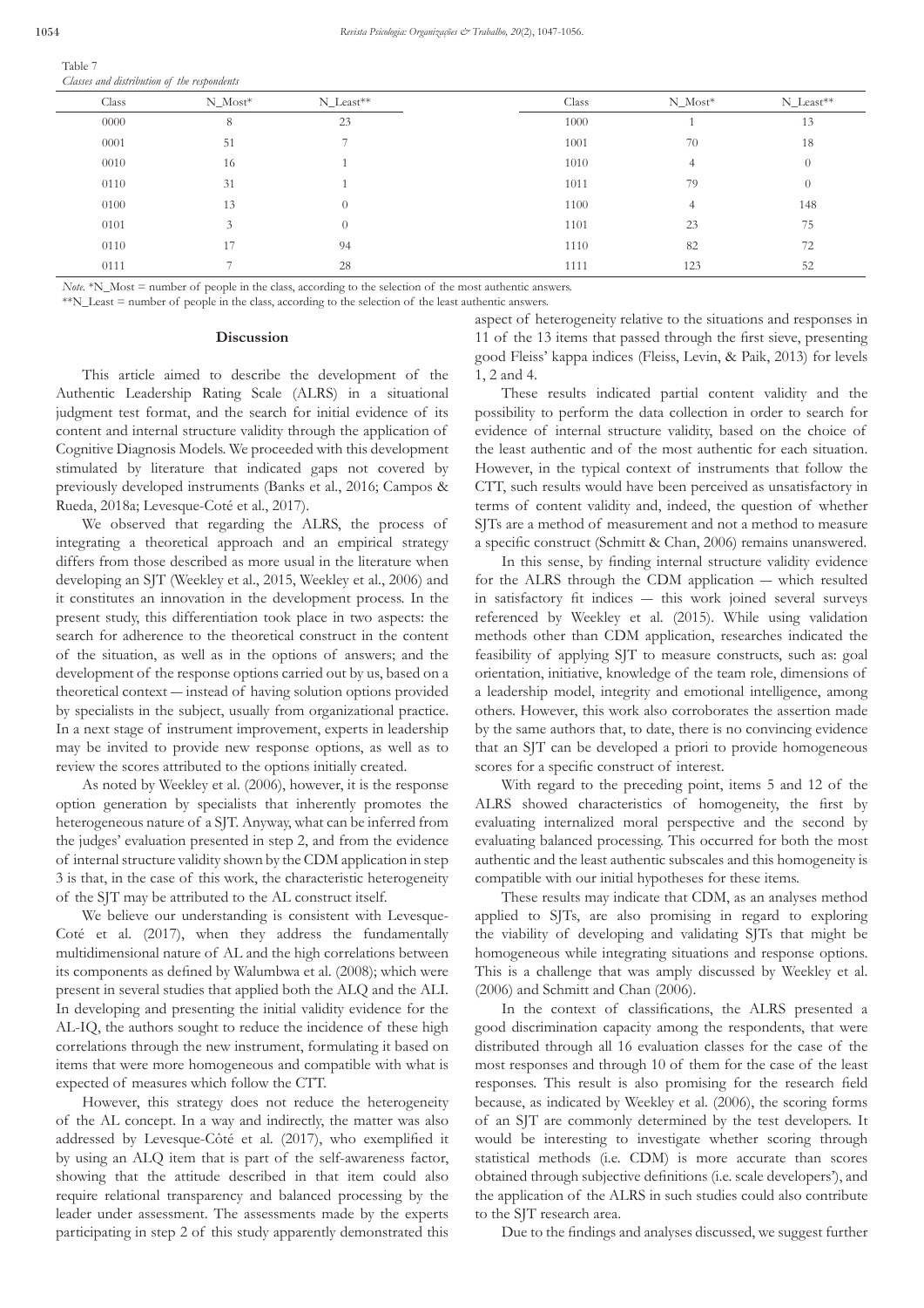Table 7
*Classes and distribution of the respondents*

| Class | N_Most* | N_Least** | Class | N_Most* | N_Least** |
|---|---|---|---|---|---|
| 0000 | 8 | 23 | 1000 | 1 | 13 |
| 0001 | 51 | 7 | 1001 | 70 | 18 |
| 0010 | 16 | 1 | 1010 | 4 | 0 |
| 0110 | 31 | 1 | 1011 | 79 | 0 |
| 0100 | 13 | 0 | 1100 | 4 | 148 |
| 0101 | 3 | 0 | 1101 | 23 | 75 |
| 0110 | 17 | 94 | 1110 | 82 | 72 |
| 0111 | 7 | 28 | 1111 | 123 | 52 |

*Note*. *N_Most = number of people in the class, according to the selection of the most authentic answers.
**N_Least = number of people in the class, according to the selection of the least authentic answers.

## Discussion

This article aimed to describe the development of the Authentic Leadership Rating Scale (ALRS) in a situational judgment test format, and the search for initial evidence of its content and internal structure validity through the application of Cognitive Diagnosis Models. We proceeded with this development stimulated by literature that indicated gaps not covered by previously developed instruments (Banks et al., 2016; Campos & Rueda, 2018a; Levesque-Coté et al., 2017).

We observed that regarding the ALRS, the process of integrating a theoretical approach and an empirical strategy differs from those described as more usual in the literature when developing an SJT (Weekley et al., 2015, Weekley et al., 2006) and it constitutes an innovation in the development process. In the present study, this differentiation took place in two aspects: the search for adherence to the theoretical construct in the content of the situation, as well as in the options of answers; and the development of the response options carried out by us, based on a theoretical context — instead of having solution options provided by specialists in the subject, usually from organizational practice. In a next stage of instrument improvement, experts in leadership may be invited to provide new response options, as well as to review the scores attributed to the options initially created.

As noted by Weekley et al. (2006), however, it is the response option generation by specialists that inherently promotes the heterogeneous nature of a SJT. Anyway, what can be inferred from the judges' evaluation presented in step 2, and from the evidence of internal structure validity shown by the CDM application in step 3 is that, in the case of this work, the characteristic heterogeneity of the SJT may be attributed to the AL construct itself.

We believe our understanding is consistent with Levesque-Coté et al. (2017), when they address the fundamentally multidimensional nature of AL and the high correlations between its components as defined by Walumbwa et al. (2008); which were present in several studies that applied both the ALQ and the ALI. In developing and presenting the initial validity evidence for the AL-IQ, the authors sought to reduce the incidence of these high correlations through the new instrument, formulating it based on items that were more homogeneous and compatible with what is expected of measures which follow the CTT.

However, this strategy does not reduce the heterogeneity of the AL concept. In a way and indirectly, the matter was also addressed by Levesque-Côté et al. (2017), who exemplified it by using an ALQ item that is part of the self-awareness factor, showing that the attitude described in that item could also require relational transparency and balanced processing by the leader under assessment. The assessments made by the experts participating in step 2 of this study apparently demonstrated this aspect of heterogeneity relative to the situations and responses in 11 of the 13 items that passed through the first sieve, presenting good Fleiss' kappa indices (Fleiss, Levin, & Paik, 2013) for levels 1, 2 and 4.

These results indicated partial content validity and the possibility to perform the data collection in order to search for evidence of internal structure validity, based on the choice of the least authentic and of the most authentic for each situation. However, in the typical context of instruments that follow the CTT, such results would have been perceived as unsatisfactory in terms of content validity and, indeed, the question of whether SJTs are a method of measurement and not a method to measure a specific construct (Schmitt & Chan, 2006) remains unanswered.

In this sense, by finding internal structure validity evidence for the ALRS through the CDM application — which resulted in satisfactory fit indices — this work joined several surveys referenced by Weekley et al. (2015). While using validation methods other than CDM application, researches indicated the feasibility of applying SJT to measure constructs, such as: goal orientation, initiative, knowledge of the team role, dimensions of a leadership model, integrity and emotional intelligence, among others. However, this work also corroborates the assertion made by the same authors that, to date, there is no convincing evidence that an SJT can be developed a priori to provide homogeneous scores for a specific construct of interest.

With regard to the preceding point, items 5 and 12 of the ALRS showed characteristics of homogeneity, the first by evaluating internalized moral perspective and the second by evaluating balanced processing. This occurred for both the most authentic and the least authentic subscales and this homogeneity is compatible with our initial hypotheses for these items.

These results may indicate that CDM, as an analyses method applied to SJTs, are also promising in regard to exploring the viability of developing and validating SJTs that might be homogeneous while integrating situations and response options. This is a challenge that was amply discussed by Weekley et al. (2006) and Schmitt and Chan (2006).

In the context of classifications, the ALRS presented a good discrimination capacity among the respondents, that were distributed through all 16 evaluation classes for the case of the most responses and through 10 of them for the case of the least responses. This result is also promising for the research field because, as indicated by Weekley et al. (2006), the scoring forms of an SJT are commonly determined by the test developers. It would be interesting to investigate whether scoring through statistical methods (i.e. CDM) is more accurate than scores obtained through subjective definitions (i.e. scale developers'), and the application of the ALRS in such studies could also contribute to the SJT research area.

Due to the findings and analyses discussed, we suggest further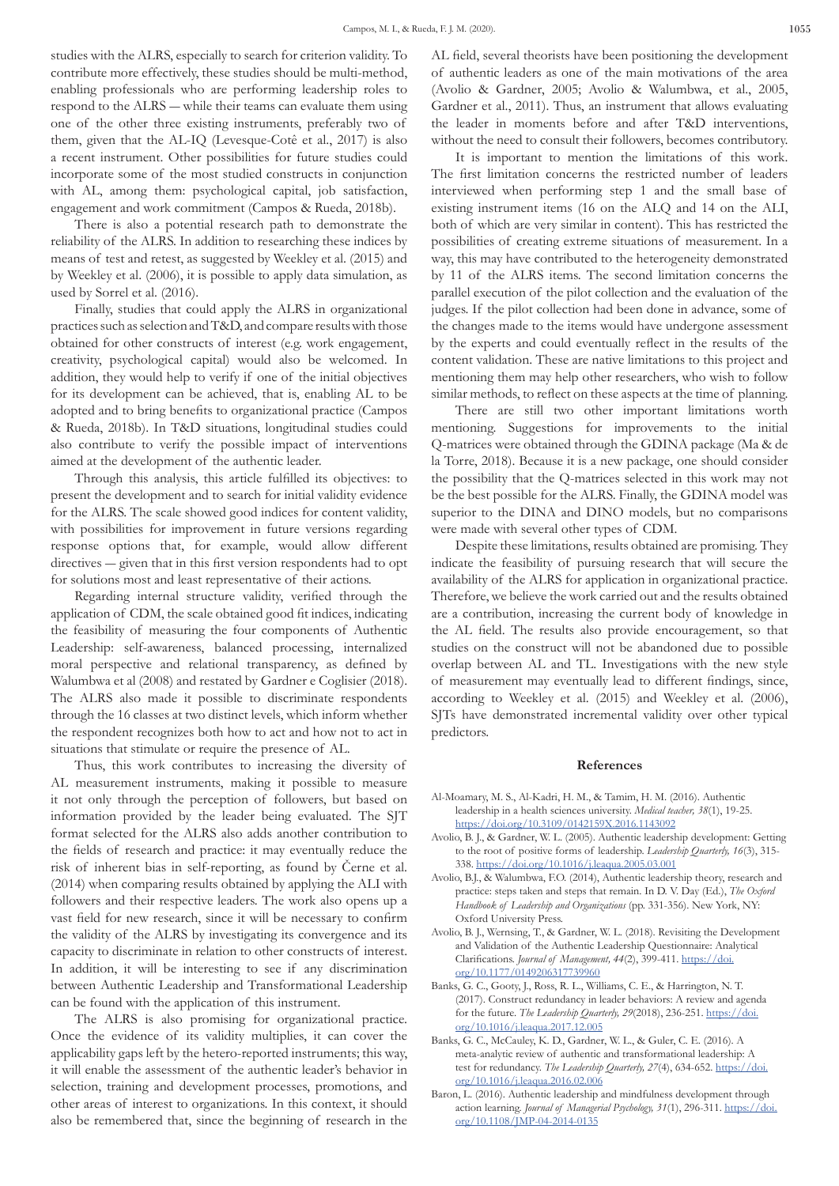studies with the ALRS, especially to search for criterion validity. To contribute more effectively, these studies should be multi-method, enabling professionals who are performing leadership roles to respond to the ALRS — while their teams can evaluate them using one of the other three existing instruments, preferably two of them, given that the AL-IQ (Levesque-Cotê et al., 2017) is also a recent instrument. Other possibilities for future studies could incorporate some of the most studied constructs in conjunction with AL, among them: psychological capital, job satisfaction, engagement and work commitment (Campos & Rueda, 2018b).

There is also a potential research path to demonstrate the reliability of the ALRS. In addition to researching these indices by means of test and retest, as suggested by Weekley et al. (2015) and by Weekley et al. (2006), it is possible to apply data simulation, as used by Sorrel et al. (2016).

Finally, studies that could apply the ALRS in organizational practices such as selection and T&D, and compare results with those obtained for other constructs of interest (e.g. work engagement, creativity, psychological capital) would also be welcomed. In addition, they would help to verify if one of the initial objectives for its development can be achieved, that is, enabling AL to be adopted and to bring benefits to organizational practice (Campos & Rueda, 2018b). In T&D situations, longitudinal studies could also contribute to verify the possible impact of interventions aimed at the development of the authentic leader.

Through this analysis, this article fulfilled its objectives: to present the development and to search for initial validity evidence for the ALRS. The scale showed good indices for content validity, with possibilities for improvement in future versions regarding response options that, for example, would allow different directives — given that in this first version respondents had to opt for solutions most and least representative of their actions.

Regarding internal structure validity, verified through the application of CDM, the scale obtained good fit indices, indicating the feasibility of measuring the four components of Authentic Leadership: self-awareness, balanced processing, internalized moral perspective and relational transparency, as defined by Walumbwa et al (2008) and restated by Gardner e Coglisier (2018). The ALRS also made it possible to discriminate respondents through the 16 classes at two distinct levels, which inform whether the respondent recognizes both how to act and how not to act in situations that stimulate or require the presence of AL.

Thus, this work contributes to increasing the diversity of AL measurement instruments, making it possible to measure it not only through the perception of followers, but based on information provided by the leader being evaluated. The SJT format selected for the ALRS also adds another contribution to the fields of research and practice: it may eventually reduce the risk of inherent bias in self-reporting, as found by Černe et al. (2014) when comparing results obtained by applying the ALI with followers and their respective leaders. The work also opens up a vast field for new research, since it will be necessary to confirm the validity of the ALRS by investigating its convergence and its capacity to discriminate in relation to other constructs of interest. In addition, it will be interesting to see if any discrimination between Authentic Leadership and Transformational Leadership can be found with the application of this instrument.

The ALRS is also promising for organizational practice. Once the evidence of its validity multiplies, it can cover the applicability gaps left by the hetero-reported instruments; this way, it will enable the assessment of the authentic leader's behavior in selection, training and development processes, promotions, and other areas of interest to organizations. In this context, it should also be remembered that, since the beginning of research in the AL field, several theorists have been positioning the development of authentic leaders as one of the main motivations of the area (Avolio & Gardner, 2005; Avolio & Walumbwa, et al., 2005, Gardner et al., 2011). Thus, an instrument that allows evaluating the leader in moments before and after T&D interventions, without the need to consult their followers, becomes contributory.

It is important to mention the limitations of this work. The first limitation concerns the restricted number of leaders interviewed when performing step 1 and the small base of existing instrument items (16 on the ALQ and 14 on the ALI, both of which are very similar in content). This has restricted the possibilities of creating extreme situations of measurement. In a way, this may have contributed to the heterogeneity demonstrated by 11 of the ALRS items. The second limitation concerns the parallel execution of the pilot collection and the evaluation of the judges. If the pilot collection had been done in advance, some of the changes made to the items would have undergone assessment by the experts and could eventually reflect in the results of the content validation. These are native limitations to this project and mentioning them may help other researchers, who wish to follow similar methods, to reflect on these aspects at the time of planning.

There are still two other important limitations worth mentioning. Suggestions for improvements to the initial Q-matrices were obtained through the GDINA package (Ma & de la Torre, 2018). Because it is a new package, one should consider the possibility that the Q-matrices selected in this work may not be the best possible for the ALRS. Finally, the GDINA model was superior to the DINA and DINO models, but no comparisons were made with several other types of CDM.

Despite these limitations, results obtained are promising. They indicate the feasibility of pursuing research that will secure the availability of the ALRS for application in organizational practice. Therefore, we believe the work carried out and the results obtained are a contribution, increasing the current body of knowledge in the AL field. The results also provide encouragement, so that studies on the construct will not be abandoned due to possible overlap between AL and TL. Investigations with the new style of measurement may eventually lead to different findings, since, according to Weekley et al. (2015) and Weekley et al. (2006), SJTs have demonstrated incremental validity over other typical predictors.

## References

Al-Moamary, M. S., Al-Kadri, H. M., & Tamim, H. M. (2016). Authentic leadership in a health sciences university. *Medical teacher, 38*(1), 19-25. https://doi.org/10.3109/0142159X.2016.1143092

Avolio, B. J., & Gardner, W. L. (2005). Authentic leadership development: Getting to the root of positive forms of leadership. *Leadership Quarterly, 16*(3), 315-338. https://doi.org/10.1016/j.leaqua.2005.03.001

Avolio, B.J., & Walumbwa, F.O. (2014), Authentic leadership theory, research and practice: steps taken and steps that remain. In D. V. Day (Ed.), *The Oxford Handbook of Leadership and Organizations* (pp. 331-356). New York, NY: Oxford University Press.

Avolio, B. J., Wernsing, T., & Gardner, W. L. (2018). Revisiting the Development and Validation of the Authentic Leadership Questionnaire: Analytical Clarifications. *Journal of Management, 44*(2), 399-411. https://doi.org/10.1177/0149206317739960

Banks, G. C., Gooty, J., Ross, R. L., Williams, C. E., & Harrington, N. T. (2017). Construct redundancy in leader behaviors: A review and agenda for the future. *The Leadership Quarterly, 29*(2018), 236-251. https://doi.org/10.1016/j.leaqua.2017.12.005

Banks, G. C., McCauley, K. D., Gardner, W. L., & Guler, C. E. (2016). A meta-analytic review of authentic and transformational leadership: A test for redundancy. *The Leadership Quarterly, 27*(4), 634-652. https://doi.org/10.1016/j.leaqua.2016.02.006

Baron, L. (2016). Authentic leadership and mindfulness development through action learning. *Journal of Managerial Psychology, 31*(1), 296-311. https://doi.org/10.1108/JMP-04-2014-0135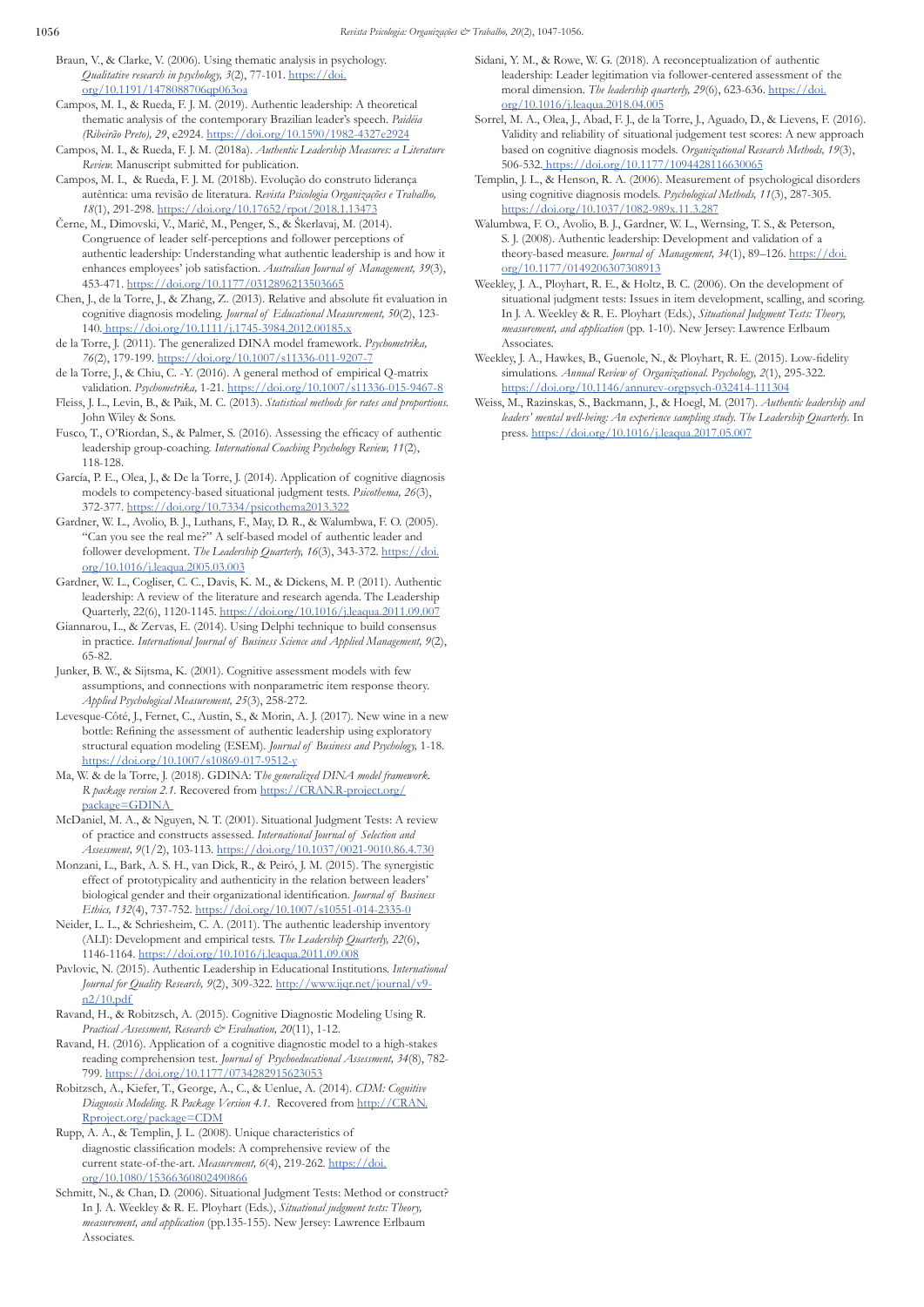Braun, V., & Clarke, V. (2006). Using thematic analysis in psychology. *Qualitative research in psychology, 3*(2), 77-101. https://doi.org/10.1191/1478088706qp063oa

Campos, M. I., & Rueda, F. J. M. (2019). Authentic leadership: A theoretical thematic analysis of the contemporary Brazilian leader's speech. *Paidéia (Ribeirão Preto), 29*, e2924. https://doi.org/10.1590/1982-4327e2924

Campos, M. I., & Rueda, F. J. M. (2018a). *Authentic Leadership Measures: a Literature Review.* Manuscript submitted for publication.

Campos, M. I., & Rueda, F. J. M. (2018b). Evolução do construto liderança autêntica: uma revisão de literatura. *Revista Psicologia Organizações e Trabalho, 18*(1), 291-298. https://doi.org/10.17652/rpot/2018.1.13473

Černe, M., Dimovski, V., Marič, M., Penger, S., & Škerlavaj, M. (2014). Congruence of leader self-perceptions and follower perceptions of authentic leadership: Understanding what authentic leadership is and how it enhances employees' job satisfaction. *Australian Journal of Management, 39*(3), 453-471. https://doi.org/10.1177/0312896213503665

Chen, J., de la Torre, J., & Zhang, Z. (2013). Relative and absolute fit evaluation in cognitive diagnosis modeling. *Journal of Educational Measurement, 50*(2), 123-140. https://doi.org/10.1111/j.1745-3984.2012.00185.x

de la Torre, J. (2011). The generalized DINA model framework. *Psychometrika, 76*(2), 179-199. https://doi.org/10.1007/s11336-011-9207-7

de la Torre, J., & Chiu, C. -Y. (2016). A general method of empirical Q-matrix validation. *Psychometrika,* 1-21. https://doi.org/10.1007/s11336-015-9467-8

Fleiss, J. L., Levin, B., & Paik, M. C. (2013). *Statistical methods for rates and proportions.* John Wiley & Sons.

Fusco, T., O'Riordan, S., & Palmer, S. (2016). Assessing the efficacy of authentic leadership group-coaching. *International Coaching Psychology Review, 11*(2), 118-128.

García, P. E., Olea, J., & De la Torre, J. (2014). Application of cognitive diagnosis models to competency-based situational judgment tests. *Psicothema, 26*(3), 372-377. https://doi.org/10.7334/psicothema2013.322

Gardner, W. L., Avolio, B. J., Luthans, F., May, D. R., & Walumbwa, F. O. (2005). "Can you see the real me?" A self-based model of authentic leader and follower development. *The Leadership Quarterly, 16*(3), 343-372. https://doi.org/10.1016/j.leaqua.2005.03.003

Gardner, W. L., Cogliser, C. C., Davis, K. M., & Dickens, M. P. (2011). Authentic leadership: A review of the literature and research agenda. The Leadership Quarterly, 22(6), 1120-1145. https://doi.org/10.1016/j.leaqua.2011.09.007

Giannarou, L., & Zervas, E. (2014). Using Delphi technique to build consensus in practice. *International Journal of Business Science and Applied Management, 9*(2), 65-82.

Junker, B. W., & Sijtsma, K. (2001). Cognitive assessment models with few assumptions, and connections with nonparametric item response theory. *Applied Psychological Measurement, 25*(3), 258-272.

Levesque-Côté, J., Fernet, C., Austin, S., & Morin, A. J. (2017). New wine in a new bottle: Refining the assessment of authentic leadership using exploratory structural equation modeling (ESEM). *Journal of Business and Psychology,* 1-18. https://doi.org/10.1007/s10869-017-9512-y

Ma, W. & de la Torre, J. (2018). GDINA: T*he generalized DINA model framework. R package version 2.1.* Recovered from https://CRAN.R-project.org/package=GDINA

McDaniel, M. A., & Nguyen, N. T. (2001). Situational Judgment Tests: A review of practice and constructs assessed. *International Journal of Selection and Assessment, 9*(1/2), 103-113. https://doi.org/10.1037/0021-9010.86.4.730

Monzani, L., Bark, A. S. H., van Dick, R., & Peiró, J. M. (2015). The synergistic effect of prototypicality and authenticity in the relation between leaders' biological gender and their organizational identification. *Journal of Business Ethics, 132*(4), 737-752. https://doi.org/10.1007/s10551-014-2335-0

Neider, L. L., & Schriesheim, C. A. (2011). The authentic leadership inventory (ALI): Development and empirical tests. *The Leadership Quarterly, 22*(6), 1146-1164. https://doi.org/10.1016/j.leaqua.2011.09.008

Pavlovic, N. (2015). Authentic Leadership in Educational Institutions. *International Journal for Quality Research, 9*(2), 309-322. http://www.ijqr.net/journal/v9-n2/10.pdf

Ravand, H., & Robitzsch, A. (2015). Cognitive Diagnostic Modeling Using R. *Practical Assessment, Research & Evaluation, 20*(11), 1-12.

Ravand, H. (2016). Application of a cognitive diagnostic model to a high-stakes reading comprehension test. *Journal of Psychoeducational Assessment, 34*(8), 782-799. https://doi.org/10.1177/0734282915623053

Robitzsch, A., Kiefer, T., George, A., C., & Uenlue, A. (2014). *CDM: Cognitive Diagnosis Modeling. R Package Version 4.1.* Recovered from http://CRAN.Rproject.org/package=CDM

Rupp, A. A., & Templin, J. L. (2008). Unique characteristics of diagnostic classification models: A comprehensive review of the current state-of-the-art. *Measurement, 6*(4), 219-262. https://doi.org/10.1080/15366360802490866

Schmitt, N., & Chan, D. (2006). Situational Judgment Tests: Method or construct? In J. A. Weekley & R. E. Ployhart (Eds.), *Situational judgment tests: Theory, measurement, and application* (pp.135-155). New Jersey: Lawrence Erlbaum Associates.

Sidani, Y. M., & Rowe, W. G. (2018). A reconceptualization of authentic leadership: Leader legitimation via follower-centered assessment of the moral dimension. *The leadership quarterly, 29*(6), 623-636. https://doi.org/10.1016/j.leaqua.2018.04.005

Sorrel, M. A., Olea, J., Abad, F. J., de la Torre, J., Aguado, D., & Lievens, F. (2016). Validity and reliability of situational judgement test scores: A new approach based on cognitive diagnosis models. *Organizational Research Methods, 19*(3), 506-532. https://doi.org/10.1177/1094428116630065

Templin, J. L., & Henson, R. A. (2006). Measurement of psychological disorders using cognitive diagnosis models. *Psychological Methods, 11*(3), 287-305. https://doi.org/10.1037/1082-989x.11.3.287

Walumbwa, F. O., Avolio, B. J., Gardner, W. L., Wernsing, T. S., & Peterson, S. J. (2008). Authentic leadership: Development and validation of a theory-based measure. *Journal of Management, 34*(1), 89–126. https://doi.org/10.1177/0149206307308913

Weekley, J. A., Ployhart, R. E., & Holtz, B. C. (2006). On the development of situational judgment tests: Issues in item development, scalling, and scoring. In J. A. Weekley & R. E. Ployhart (Eds.), *Situational Judgment Tests: Theory, measurement, and application* (pp. 1-10). New Jersey: Lawrence Erlbaum Associates.

Weekley, J. A., Hawkes, B., Guenole, N., & Ployhart, R. E. (2015). Low-fidelity simulations. *Annual Review of Organizational. Psychology, 2*(1), 295-322. https://doi.org/10.1146/annurev-orgpsych-032414-111304

Weiss, M., Razinskas, S., Backmann, J., & Hoegl, M. (2017). *Authentic leadership and leaders' mental well-being: An experience sampling study. The Leadership Quarterly.* In press. https://doi.org/10.1016/j.leaqua.2017.05.007